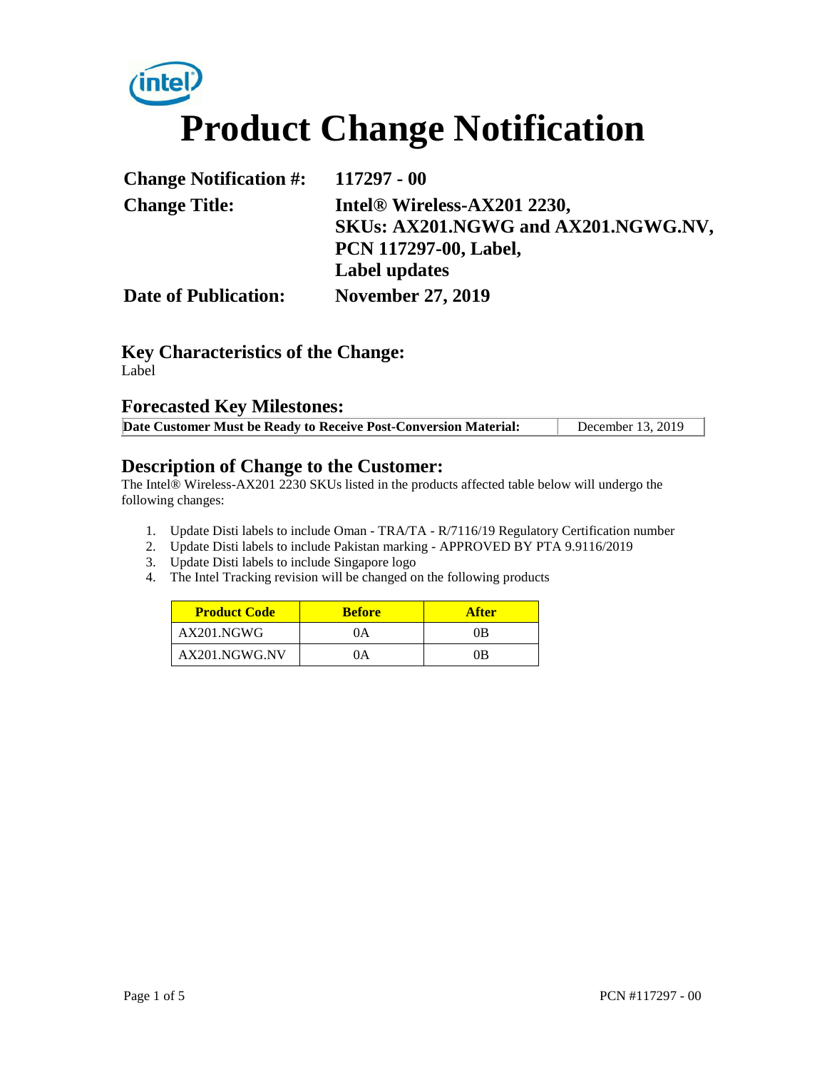# Product Change Notification

**Change Notification #:** 117297 - 00

**Change Title:** Intel® Wireless-AX201 2230, SKUs: AX201.NGWG and AX201.NGWG.NV, PCN 117297-00, Label, Label updates

**Date of Publication:** November 27, 2019

## Key Characteristics of the Change:

Label

## Forecasted Key Milestones:

| Date Customer Must be Ready to Receive Post-Conversion Material: | December 13, 2019 |
|---|---|

## Description of Change to the Customer:

The Intel® Wireless-AX201 2230 SKUs listed in the products affected table below will undergo the following changes:

1. Update Disti labels to include Oman - TRA/TA - R/7116/19 Regulatory Certification number
2. Update Disti labels to include Pakistan marking - APPROVED BY PTA 9.9116/2019
3. Update Disti labels to include Singapore logo
4. The Intel Tracking revision will be changed on the following products

| Product Code | Before | After |
|---|---|---|
| AX201.NGWG | 0A | 0B |
| AX201.NGWG.NV | 0A | 0B |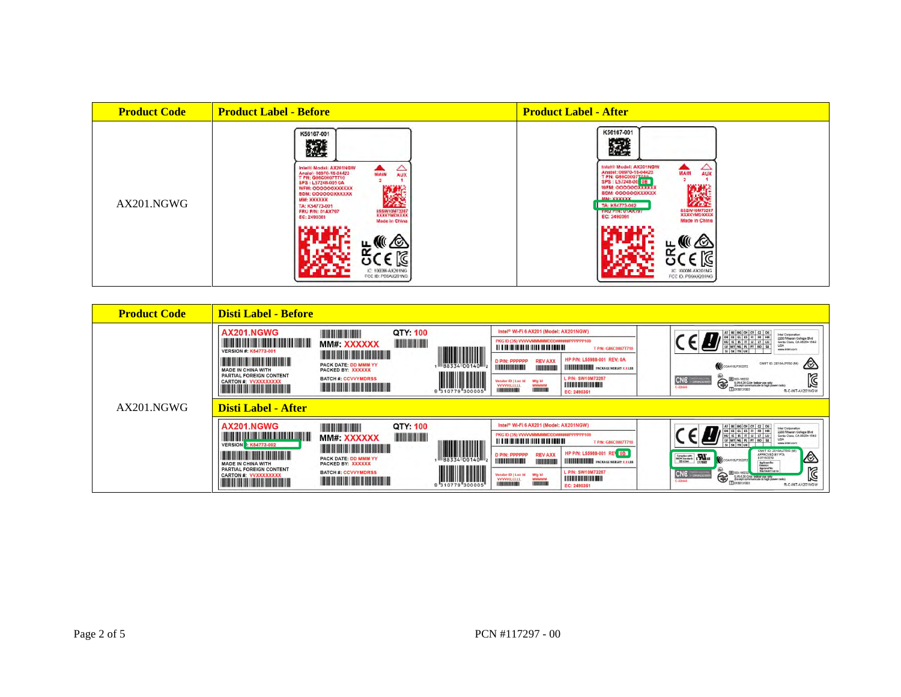| Product Code | Product Label - Before | Product Label - After |
|---|---|---|
| AX201.NGWG | | |

| Product Code | Disti Label - Before |
|---|---|
| AX201.NGWG | |
| | **Disti Label - After** |
| | |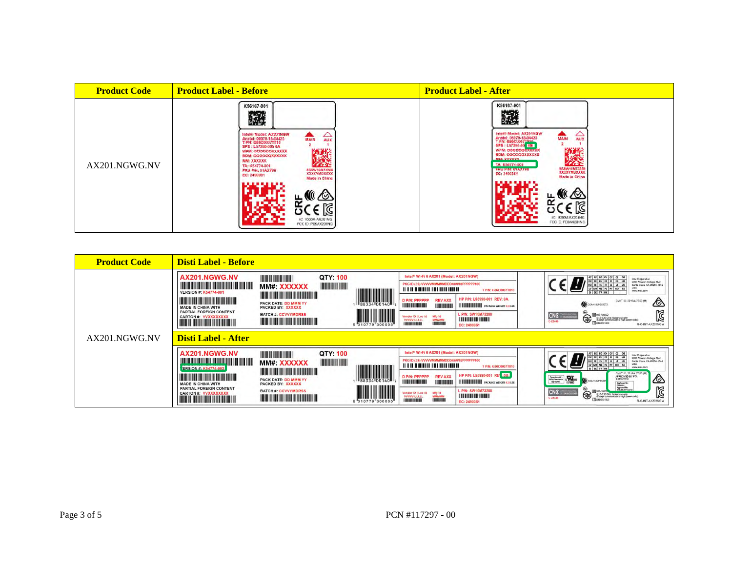| Product Code | Product Label - Before | Product Label - After |
|---|---|---|
| AX201.NGWG.NV | | |

| Product Code | Disti Label - Before |
|---|---|
| AX201.NGWG.NV | |
| | **Disti Label - After** |
| | |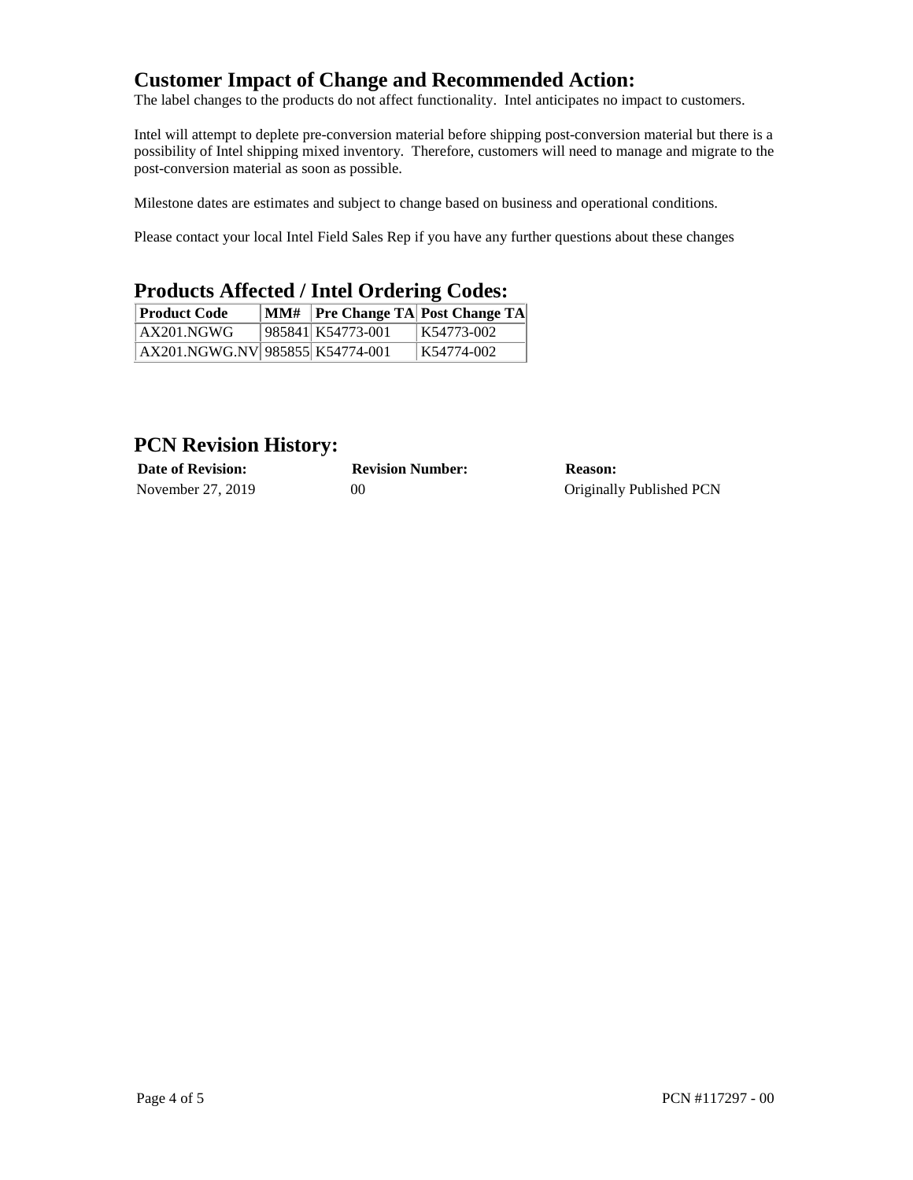## Customer Impact of Change and Recommended Action:

The label changes to the products do not affect functionality. Intel anticipates no impact to customers.

Intel will attempt to deplete pre-conversion material before shipping post-conversion material but there is a possibility of Intel shipping mixed inventory. Therefore, customers will need to manage and migrate to the post-conversion material as soon as possible.

Milestone dates are estimates and subject to change based on business and operational conditions.

Please contact your local Intel Field Sales Rep if you have any further questions about these changes

## Products Affected / Intel Ordering Codes:

| Product Code | MM# | Pre Change TA | Post Change TA |
|---|---|---|---|
| AX201.NGWG | 985841 | K54773-001 | K54773-002 |
| AX201.NGWG.NV | 985855 | K54774-001 | K54774-002 |

## PCN Revision History:

| Date of Revision: | Revision Number: | Reason: |
|---|---|---|
| November 27, 2019 | 00 | Originally Published PCN |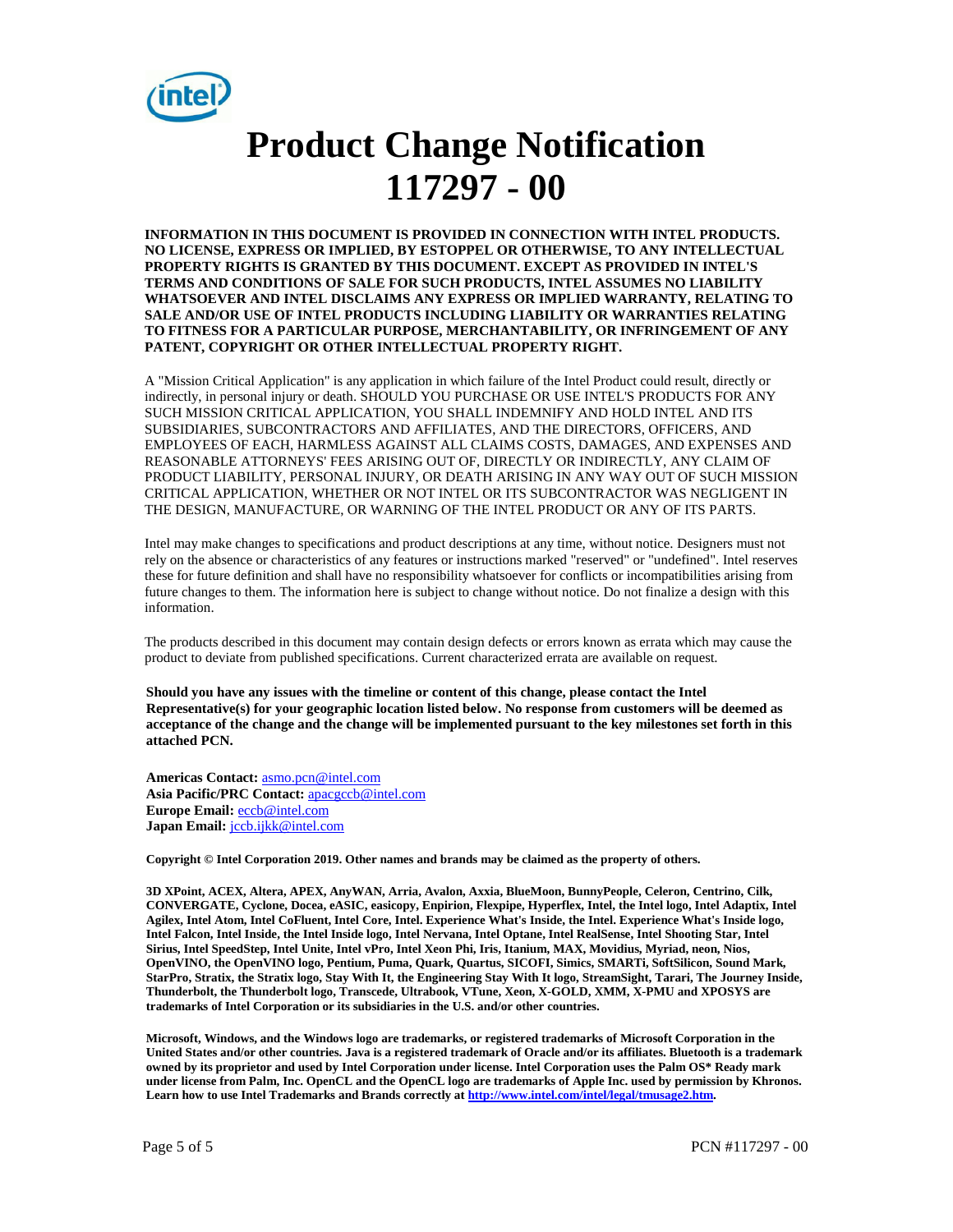# Product Change Notification
# 117297 - 00

**INFORMATION IN THIS DOCUMENT IS PROVIDED IN CONNECTION WITH INTEL PRODUCTS. NO LICENSE, EXPRESS OR IMPLIED, BY ESTOPPEL OR OTHERWISE, TO ANY INTELLECTUAL PROPERTY RIGHTS IS GRANTED BY THIS DOCUMENT. EXCEPT AS PROVIDED IN INTEL'S TERMS AND CONDITIONS OF SALE FOR SUCH PRODUCTS, INTEL ASSUMES NO LIABILITY WHATSOEVER AND INTEL DISCLAIMS ANY EXPRESS OR IMPLIED WARRANTY, RELATING TO SALE AND/OR USE OF INTEL PRODUCTS INCLUDING LIABILITY OR WARRANTIES RELATING TO FITNESS FOR A PARTICULAR PURPOSE, MERCHANTABILITY, OR INFRINGEMENT OF ANY PATENT, COPYRIGHT OR OTHER INTELLECTUAL PROPERTY RIGHT.**

A "Mission Critical Application" is any application in which failure of the Intel Product could result, directly or indirectly, in personal injury or death. SHOULD YOU PURCHASE OR USE INTEL'S PRODUCTS FOR ANY SUCH MISSION CRITICAL APPLICATION, YOU SHALL INDEMNIFY AND HOLD INTEL AND ITS SUBSIDIARIES, SUBCONTRACTORS AND AFFILIATES, AND THE DIRECTORS, OFFICERS, AND EMPLOYEES OF EACH, HARMLESS AGAINST ALL CLAIMS COSTS, DAMAGES, AND EXPENSES AND REASONABLE ATTORNEYS' FEES ARISING OUT OF, DIRECTLY OR INDIRECTLY, ANY CLAIM OF PRODUCT LIABILITY, PERSONAL INJURY, OR DEATH ARISING IN ANY WAY OUT OF SUCH MISSION CRITICAL APPLICATION, WHETHER OR NOT INTEL OR ITS SUBCONTRACTOR WAS NEGLIGENT IN THE DESIGN, MANUFACTURE, OR WARNING OF THE INTEL PRODUCT OR ANY OF ITS PARTS.

Intel may make changes to specifications and product descriptions at any time, without notice. Designers must not rely on the absence or characteristics of any features or instructions marked "reserved" or "undefined". Intel reserves these for future definition and shall have no responsibility whatsoever for conflicts or incompatibilities arising from future changes to them. The information here is subject to change without notice. Do not finalize a design with this information.

The products described in this document may contain design defects or errors known as errata which may cause the product to deviate from published specifications. Current characterized errata are available on request.

**Should you have any issues with the timeline or content of this change, please contact the Intel Representative(s) for your geographic location listed below. No response from customers will be deemed as acceptance of the change and the change will be implemented pursuant to the key milestones set forth in this attached PCN.**

**Americas Contact:** asmo.pcn@intel.com
**Asia Pacific/PRC Contact:** apacgccb@intel.com
**Europe Email:** eccb@intel.com
**Japan Email:** jccb.ijkk@intel.com

**Copyright © Intel Corporation 2019. Other names and brands may be claimed as the property of others.**

**3D XPoint, ACEX, Altera, APEX, AnyWAN, Arria, Avalon, Axxia, BlueMoon, BunnyPeople, Celeron, Centrino, Cilk, CONVERGATE, Cyclone, Docea, eASIC, easicopy, Enpirion, Flexpipe, Hyperflex, Intel, the Intel logo, Intel Adaptix, Intel Agilex, Intel Atom, Intel CoFluent, Intel Core, Intel. Experience What's Inside, the Intel. Experience What's Inside logo, Intel Falcon, Intel Inside, the Intel Inside logo, Intel Nervana, Intel Optane, Intel RealSense, Intel Shooting Star, Intel Sirius, Intel SpeedStep, Intel Unite, Intel vPro, Intel Xeon Phi, Iris, Itanium, MAX, Movidius, Myriad, neon, Nios, OpenVINO, the OpenVINO logo, Pentium, Puma, Quark, Quartus, SICOFI, Simics, SMARTi, SoftSilicon, Sound Mark, StarPro, Stratix, the Stratix logo, Stay With It, the Engineering Stay With It logo, StreamSight, Tarari, The Journey Inside, Thunderbolt, the Thunderbolt logo, Transcede, Ultrabook, VTune, Xeon, X-GOLD, XMM, X-PMU and XPOSYS are trademarks of Intel Corporation or its subsidiaries in the U.S. and/or other countries.**

**Microsoft, Windows, and the Windows logo are trademarks, or registered trademarks of Microsoft Corporation in the United States and/or other countries. Java is a registered trademark of Oracle and/or its affiliates. Bluetooth is a trademark owned by its proprietor and used by Intel Corporation under license. Intel Corporation uses the Palm OS* Ready mark under license from Palm, Inc. OpenCL and the OpenCL logo are trademarks of Apple Inc. used by permission by Khronos. Learn how to use Intel Trademarks and Brands correctly at http://www.intel.com/intel/legal/tmusage2.htm.**